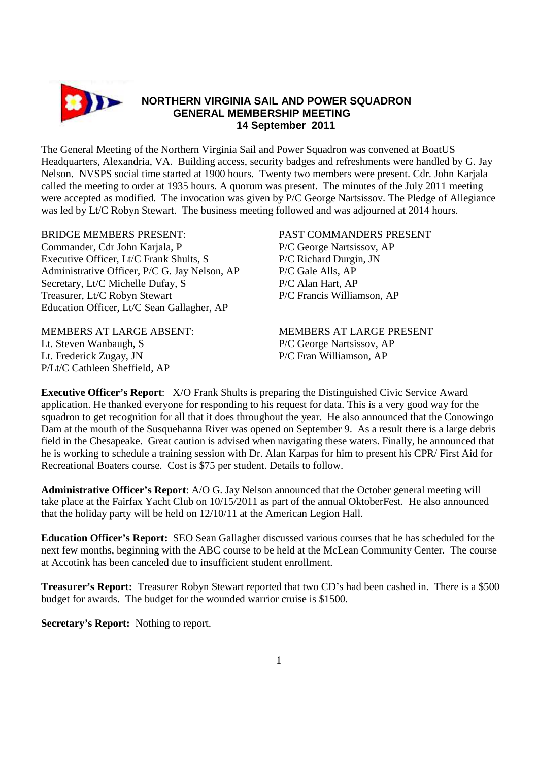# NORTHERN VIRGINIA SAIL AND POWER SQUADRON
## GENERAL MEMBERSHIP MEETING
### 14 September 2011

The General Meeting of the Northern Virginia Sail and Power Squadron was convened at BoatUS Headquarters, Alexandria, VA. Building access, security badges and refreshments were handled by G. Jay Nelson. NVSPS social time started at 1900 hours. Twenty two members were present. Cdr. John Karjala called the meeting to order at 1935 hours. A quorum was present. The minutes of the July 2011 meeting were accepted as modified. The invocation was given by P/C George Nartsissov. The Pledge of Allegiance was led by Lt/C Robyn Stewart. The business meeting followed and was adjourned at 2014 hours.

BRIDGE MEMBERS PRESENT:
Commander, Cdr John Karjala, P
Executive Officer, Lt/C Frank Shults, S
Administrative Officer, P/C G. Jay Nelson, AP
Secretary, Lt/C Michelle Dufay, S
Treasurer, Lt/C Robyn Stewart
Education Officer, Lt/C Sean Gallagher, AP

PAST COMMANDERS PRESENT
P/C George Nartsissov, AP
P/C Richard Durgin, JN
P/C Gale Alls, AP
P/C Alan Hart, AP
P/C Francis Williamson, AP

MEMBERS AT LARGE ABSENT:
Lt. Steven Wanbaugh, S
Lt. Frederick Zugay, JN
P/Lt/C Cathleen Sheffield, AP

MEMBERS AT LARGE PRESENT
P/C George Nartsissov, AP
P/C Fran Williamson, AP

**Executive Officer's Report**: X/O Frank Shults is preparing the Distinguished Civic Service Award application. He thanked everyone for responding to his request for data. This is a very good way for the squadron to get recognition for all that it does throughout the year. He also announced that the Conowingo Dam at the mouth of the Susquehanna River was opened on September 9. As a result there is a large debris field in the Chesapeake. Great caution is advised when navigating these waters. Finally, he announced that he is working to schedule a training session with Dr. Alan Karpas for him to present his CPR/ First Aid for Recreational Boaters course. Cost is $75 per student. Details to follow.

**Administrative Officer's Report**: A/O G. Jay Nelson announced that the October general meeting will take place at the Fairfax Yacht Club on 10/15/2011 as part of the annual OktoberFest. He also announced that the holiday party will be held on 12/10/11 at the American Legion Hall.

**Education Officer's Report:** SEO Sean Gallagher discussed various courses that he has scheduled for the next few months, beginning with the ABC course to be held at the McLean Community Center. The course at Accotink has been canceled due to insufficient student enrollment.

**Treasurer's Report:** Treasurer Robyn Stewart reported that two CD's had been cashed in. There is a $500 budget for awards. The budget for the wounded warrior cruise is $1500.

**Secretary's Report:** Nothing to report.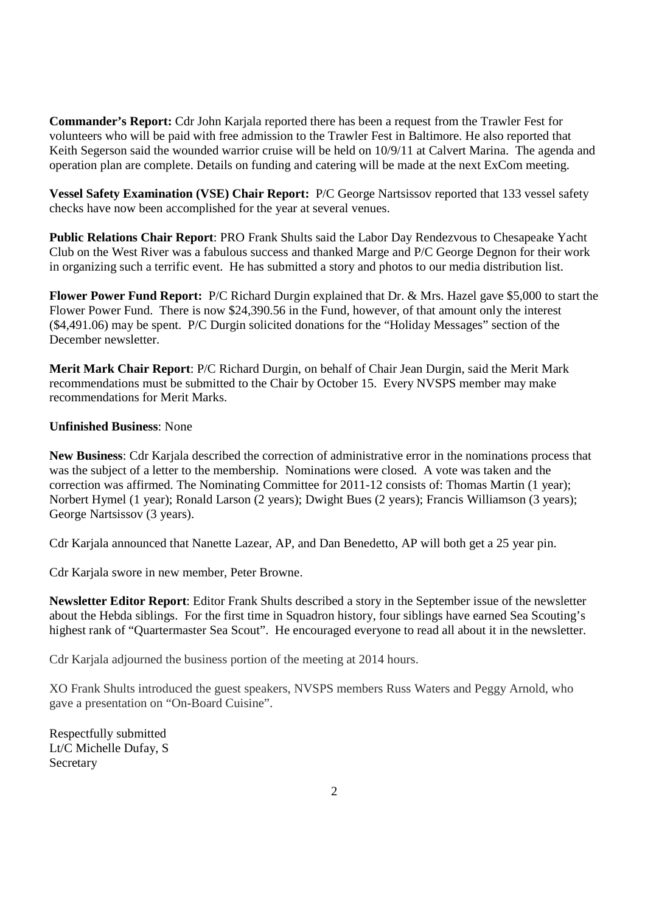**Commander's Report:** Cdr John Karjala reported there has been a request from the Trawler Fest for volunteers who will be paid with free admission to the Trawler Fest in Baltimore. He also reported that Keith Segerson said the wounded warrior cruise will be held on 10/9/11 at Calvert Marina. The agenda and operation plan are complete. Details on funding and catering will be made at the next ExCom meeting.

**Vessel Safety Examination (VSE) Chair Report:** P/C George Nartsissov reported that 133 vessel safety checks have now been accomplished for the year at several venues.

**Public Relations Chair Report**: PRO Frank Shults said the Labor Day Rendezvous to Chesapeake Yacht Club on the West River was a fabulous success and thanked Marge and P/C George Degnon for their work in organizing such a terrific event. He has submitted a story and photos to our media distribution list.

**Flower Power Fund Report:** P/C Richard Durgin explained that Dr. & Mrs. Hazel gave $5,000 to start the Flower Power Fund. There is now $24,390.56 in the Fund, however, of that amount only the interest ($4,491.06) may be spent. P/C Durgin solicited donations for the "Holiday Messages" section of the December newsletter.

**Merit Mark Chair Report**: P/C Richard Durgin, on behalf of Chair Jean Durgin, said the Merit Mark recommendations must be submitted to the Chair by October 15. Every NVSPS member may make recommendations for Merit Marks.

**Unfinished Business**: None

**New Business**: Cdr Karjala described the correction of administrative error in the nominations process that was the subject of a letter to the membership. Nominations were closed. A vote was taken and the correction was affirmed. The Nominating Committee for 2011-12 consists of: Thomas Martin (1 year); Norbert Hymel (1 year); Ronald Larson (2 years); Dwight Bues (2 years); Francis Williamson (3 years); George Nartsissov (3 years).

Cdr Karjala announced that Nanette Lazear, AP, and Dan Benedetto, AP will both get a 25 year pin.

Cdr Karjala swore in new member, Peter Browne.

**Newsletter Editor Report**: Editor Frank Shults described a story in the September issue of the newsletter about the Hebda siblings. For the first time in Squadron history, four siblings have earned Sea Scouting's highest rank of "Quartermaster Sea Scout". He encouraged everyone to read all about it in the newsletter.

Cdr Karjala adjourned the business portion of the meeting at 2014 hours.

XO Frank Shults introduced the guest speakers, NVSPS members Russ Waters and Peggy Arnold, who gave a presentation on "On-Board Cuisine".

Respectfully submitted
Lt/C Michelle Dufay, S
Secretary